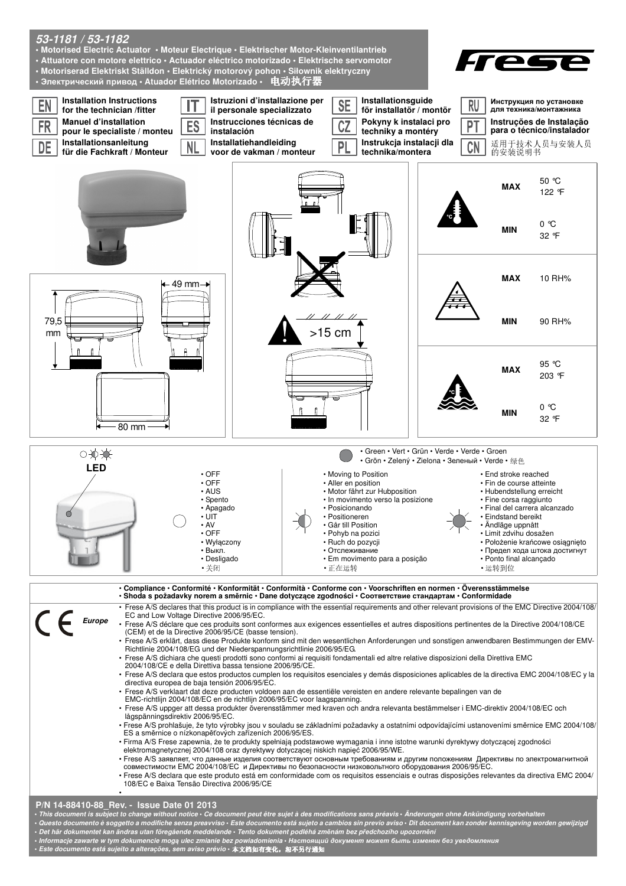# 53-1181 / 53-1182

- Motorised Electric Actuator • Moteur Electrique • Elektrischer Motor-Kleinventilantrieb
- Attuatore con motore elettrico • Actuador eléctrico motorizado • Elektrische servomotor
- Motoriserad Elektriskt Ställdon • Elektrický motorový pohon • Siłownik elektryczny
- Электрический привод • Atuador Elétrico Motorizado • 电动执行器

Frese

| | | | |
|---|---|---|---|
| **EN** Installation Instructions for the technician /fitter | **IT** Istruzioni d'installazione per il personale specializzato | **SE** Installationsguide för installatör / montör | **RU** Инструкция по установке для техника/монтажника |
| **FR** Manuel d'installation pour le specialiste / monteu | **ES** Instrucciones técnicas de instalación | **CZ** Pokyny k instalaci pro techniky a montéry | **PT** Instruções de Instalação para o técnico/instalador |
| **DE** Installationsanleitung für die Fachkraft / Monteur | **NL** Installatiehandleiding voor de vakman / monteur | **PL** Instrukcja instalacji dla technika/montera | **CN** 适用于技术人员与安装人员的安装说明书 |

49 mm

79,5 mm

80 mm

>15 cm

| | | |
|---|---|---|
| Temperature | **MAX** | 50 °C / 122 °F |
| | **MIN** | 0 °C / 32 °F |
| Humidity | **MAX** | 10 RH% |
| | **MIN** | 90 RH% |
| Fluid temperature | **MAX** | 95 °C / 203 °F |
| | **MIN** | 0 °C / 32 °F |

**LED**

- Green • Vert • Grün • Verde • Verde • Groen
- Grön • Zelený • Zielona • Зеленый • Verde • 绿色

| OFF | Moving to Position | End stroke reached |
|---|---|---|
| • OFF<br>• OFF<br>• AUS<br>• Spento<br>• Apagado<br>• UIT<br>• AV<br>• OFF<br>• Wyłączony<br>• Выкл.<br>• Desligado<br>• 关闭 | • Moving to Position<br>• Aller en position<br>• Motor fährt zur Hubposition<br>• In movimento verso la posizione<br>• Posicionando<br>• Positioneren<br>• Går till Position<br>• Pohyb na pozici<br>• Ruch do pozycji<br>• Отслеживание<br>• Em movimento para a posição<br>• 正在运转 | • End stroke reached<br>• Fin de course atteinte<br>• Hubendstellung erreicht<br>• Fine corsa raggiunto<br>• Final del carrera alcanzado<br>• Eindstand bereikt<br>• Ändläge uppnått<br>• Limit zdvihu dosažen<br>• Położenie krańcowe osiągnięto<br>• Предел хода штока достигнут<br>• Ponto final alcançado<br>• 运转到位 |

**• Compliance • Conformité • Konformität • Conformità • Conforme con • Voorschriften en normen • Överensstämmelse**
**• Shoda s požadavky norem a směrnic • Dane dotyczące zgodności • Соответствие стандартам • Conformidade**

CE *Europe*

- Frese A/S declares that this product is in compliance with the essential requirements and other relevant provisions of the EMC Directive 2004/108/EC and Low Voltage Directive 2006/95/EC.
- Frese A/S déclare que ces produits sont conformes aux exigences essentielles et autres dispositions pertinentes de la Directive 2004/108/CE (CEM) et de la Directive 2006/95/CE (basse tension).
- Frese A/S erklärt, dass diese Produkte konform sind mit den wesentlichen Anforderungen und sonstigen anwendbaren Bestimmungen der EMV-Richtlinie 2004/108/EG und der Niederspannungsrichtlinie 2006/95/EG.
- Frese A/S dichiara che questi prodotti sono conformi ai requisiti fondamentali ed altre relative disposizioni della Direttiva EMC 2004/108/CE e della Direttiva bassa tensione 2006/95/CE.
- Frese A/S declara que estos productos cumplen los requisitos esenciales y demás disposiciones aplicables de la directiva EMC 2004/108/EC y la directiva europea de baja tensión 2006/95/EC.
- Frese A/S verklaart dat deze producten voldoen aan de essentiële vereisten en andere relevante bepalingen van de EMC-richtlijn 2004/108/EC en de richtlijn 2006/95/EC voor laagspanning.
- Frese A/S uppger att dessa produkter överensstämmer med kraven och andra relevanta bestämmelser i EMC-direktiv 2004/108/EC och lågspänningsdirektiv 2006/95/EC.
- Frese A/S prohlašuje, že tyto výrobky jsou v souladu se základními požadavky a ostatními odpovídajícími ustanoveními směrnice EMC 2004/108/ES a směrnice o nízkonapěťových zařízeních 2006/95/ES.
- Firma A/S Frese zapewnia, że te produkty spełniają podstawowe wymagania i inne istotne warunki dyrektywy dotyczącej zgodności elektromagnetycznej 2004/108 oraz dyrektywy dotyczącej niskich napięć 2006/95/WE.
- Frese A/S заявляет, что данные изделия соответствуют основным требованиям и другим положениям Директивы по электромагнитной совместимости EMC 2004/108/EC и Директивы по безопасности низковольтного оборудования 2006/95/EC.
- Frese A/S declara que este produto está em conformidade com os requisitos essenciais e outras disposições relevantes da directiva EMC 2004/108/EC e Baixa Tensão Directiva 2006/95/CE

**P/N 14-88410-88_Rev. - Issue Date 01 2013**

*• This document is subject to change without notice • Ce document peut être sujet à des modifications sans préavis • Änderungen ohne Ankündigung vorbehalten*
*• Questo documento è soggetto a modifiche senza preavviso • Este documento está sujeto a cambios sin previo aviso • Dit document kan zonder kennisgeving worden gewijzigd*
*• Det här dokumentet kan ändras utan föregående meddelande • Tento dokument podléhá změnám bez předchozího upozornění*
*• Informacje zawarte w tym dokumencie mogą ulec zmianie bez powiadomienia • Настоящий документ может быть изменен без уведомления*
*• Este documento está sujeito a alterações, sem aviso prévio •* **本文档如有变化，恕不另行通知**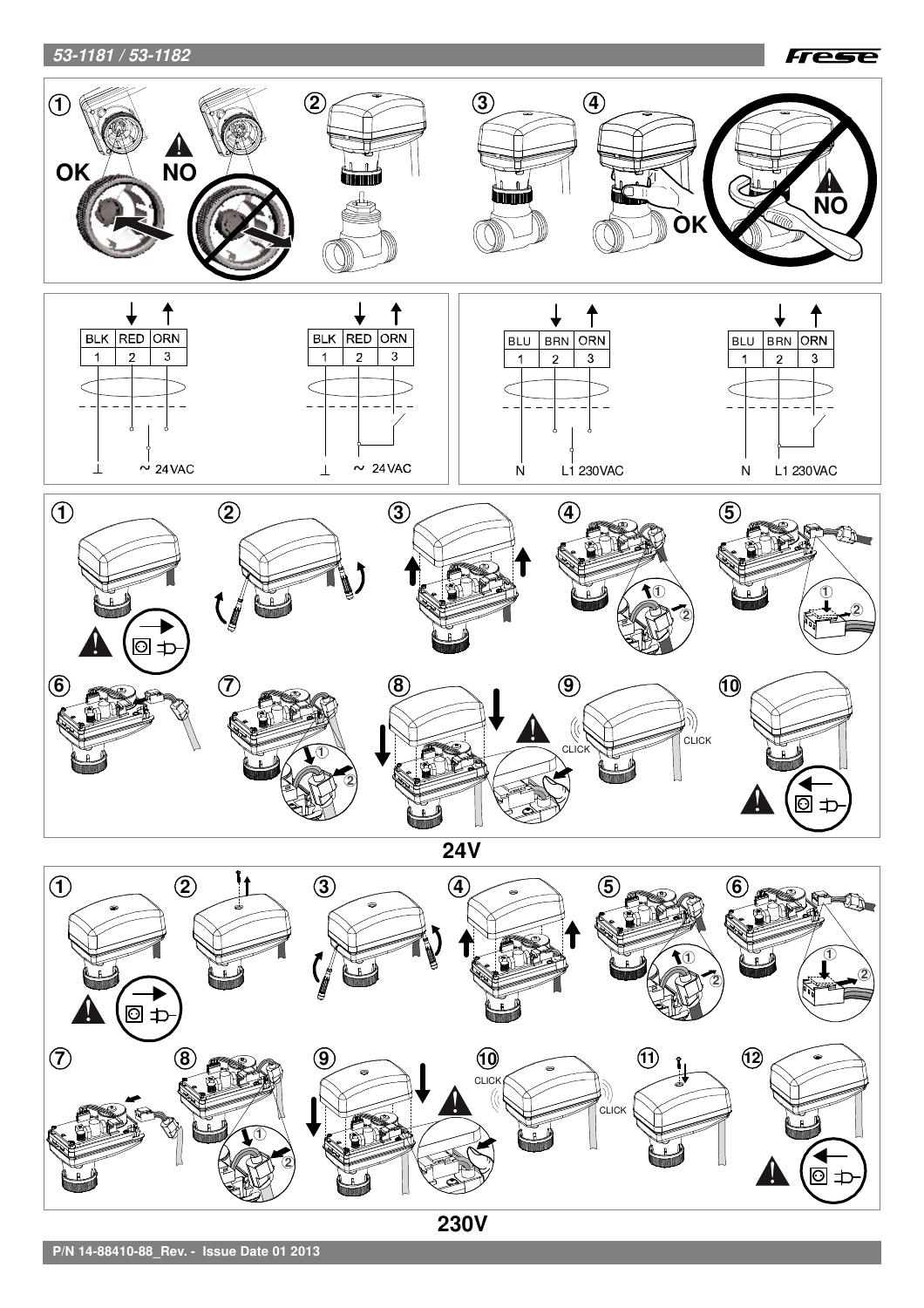**OK** **NO**

**OK** **NO**

| BLK | RED | ORN |
|---|---|---|
| 1 | 2 | 3 |

⊥ ~ 24VAC

| BLK | RED | ORN |
|---|---|---|
| 1 | 2 | 3 |

⊥ ~ 24VAC

| BLU | BRN | ORN |
|---|---|---|
| 1 | 2 | 3 |

N L1 230VAC

| BLU | BRN | ORN |
|---|---|---|
| 1 | 2 | 3 |

N L1 230VAC

CLICK CLICK

**24V**

CLICK CLICK

**230V**

P/N 14-88410-88_Rev. - Issue Date 01 2013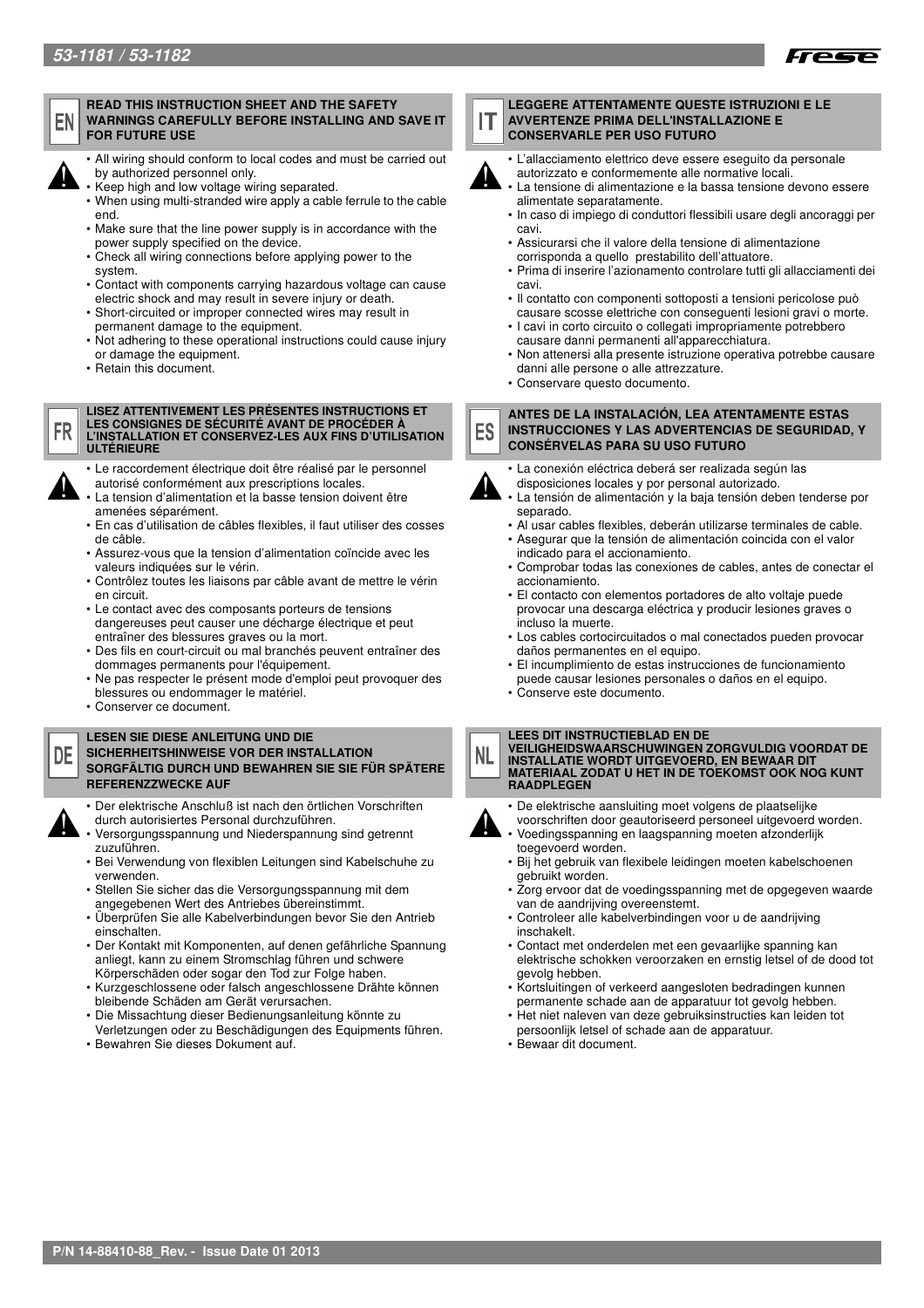## EN

**READ THIS INSTRUCTION SHEET AND THE SAFETY WARNINGS CAREFULLY BEFORE INSTALLING AND SAVE IT FOR FUTURE USE**

- All wiring should conform to local codes and must be carried out by authorized personnel only.
- Keep high and low voltage wiring separated.
- When using multi-stranded wire apply a cable ferrule to the cable end.
- Make sure that the line power supply is in accordance with the power supply specified on the device.
- Check all wiring connections before applying power to the system.
- Contact with components carrying hazardous voltage can cause electric shock and may result in severe injury or death.
- Short-circuited or improper connected wires may result in permanent damage to the equipment.
- Not adhering to these operational instructions could cause injury or damage the equipment.
- Retain this document.

## FR

**LISEZ ATTENTIVEMENT LES PRÉSENTES INSTRUCTIONS ET LES CONSIGNES DE SÉCURITÉ AVANT DE PROCÉDER À L'INSTALLATION ET CONSERVEZ-LES AUX FINS D'UTILISATION ULTÉRIEURE**

- Le raccordement électrique doit être réalisé par le personnel autorisé conformément aux prescriptions locales.
- La tension d'alimentation et la basse tension doivent être amenées séparément.
- En cas d'utilisation de câbles flexibles, il faut utiliser des cosses de câble.
- Assurez-vous que la tension d'alimentation coïncide avec les valeurs indiquées sur le vérin.
- Contrôlez toutes les liaisons par câble avant de mettre le vérin en circuit.
- Le contact avec des composants porteurs de tensions dangereuses peut causer une décharge électrique et peut entraîner des blessures graves ou la mort.
- Des fils en court-circuit ou mal branchés peuvent entraîner des dommages permanents pour l'équipement.
- Ne pas respecter le présent mode d'emploi peut provoquer des blessures ou endommager le matériel.
- Conserver ce document.

## DE

**LESEN SIE DIESE ANLEITUNG UND DIE SICHERHEITSHINWEISE VOR DER INSTALLATION SORGFÄLTIG DURCH UND BEWAHREN SIE SIE FÜR SPÄTERE REFERENZZWECKE AUF**

- Der elektrische Anschluß ist nach den örtlichen Vorschriften durch autorisiertes Personal durchzuführen.
- Versorgungsspannung und Niederspannung sind getrennt zuzuführen.
- Bei Verwendung von flexiblen Leitungen sind Kabelschuhe zu verwenden.
- Stellen Sie sicher das die Versorgungsspannung mit dem angegebenen Wert des Antriebes übereinstimmt.
- Überprüfen Sie alle Kabelverbindungen bevor Sie den Antrieb einschalten.
- Der Kontakt mit Komponenten, auf denen gefährliche Spannung anliegt, kann zu einem Stromschlag führen und schwere Körperschäden oder sogar den Tod zur Folge haben.
- Kurzgeschlossene oder falsch angeschlossene Drähte können bleibende Schäden am Gerät verursachen.
- Die Missachtung dieser Bedienungsanleitung könnte zu Verletzungen oder zu Beschädigungen des Equipments führen.
- Bewahren Sie dieses Dokument auf.

## IT

**LEGGERE ATTENTAMENTE QUESTE ISTRUZIONI E LE AVVERTENZE PRIMA DELL'INSTALLAZIONE E CONSERVARLE PER USO FUTURO**

- L'allacciamento elettrico deve essere eseguito da personale autorizzato e conformemente alle normative locali.
- La tensione di alimentazione e la bassa tensione devono essere alimentate separatamente.
- In caso di impiego di conduttori flessibili usare degli ancoraggi per cavi.
- Assicurarsi che il valore della tensione di alimentazione corrisponda a quello prestabilito dell'attuatore.
- Prima di inserire l'azionamento controlare tutti gli allacciamenti dei cavi.
- Il contatto con componenti sottoposti a tensioni pericolose può causare scosse elettriche con conseguenti lesioni gravi o morte.
- I cavi in corto circuito o collegati impropriamente potrebbero causare danni permanenti all'apparecchiatura.
- Non attenersi alla presente istruzione operativa potrebbe causare danni alle persone o alle attrezzature.
- Conservare questo documento.

## ES

**ANTES DE LA INSTALACIÓN, LEA ATENTAMENTE ESTAS INSTRUCCIONES Y LAS ADVERTENCIAS DE SEGURIDAD, Y CONSÉRVELAS PARA SU USO FUTURO**

- La conexión eléctrica deberá ser realizada según las disposiciones locales y por personal autorizado.
- La tensión de alimentación y la baja tensión deben tenderse por separado.
- Al usar cables flexibles, deberán utilizarse terminales de cable.
- Asegurar que la tensión de alimentación coincida con el valor indicado para el accionamiento.
- Comprobar todas las conexiones de cables, antes de conectar el accionamiento.
- El contacto con elementos portadores de alto voltaje puede provocar una descarga eléctrica y producir lesiones graves o incluso la muerte.
- Los cables cortocircuitados o mal conectados pueden provocar daños permanentes en el equipo.
- El incumplimiento de estas instrucciones de funcionamiento puede causar lesiones personales o daños en el equipo.
- Conserve este documento.

## NL

**LEES DIT INSTRUCTIEBLAD EN DE VEILIGHEIDSWAARSCHUWINGEN ZORGVULDIG VOORDAT DE INSTALLATIE WORDT UITGEVOERD, EN BEWAAR DIT MATERIAAL ZODAT U HET IN DE TOEKOMST OOK NOG KUNT RAADPLEGEN**

- De elektrische aansluiting moet volgens de plaatselijke voorschriften door geautoriseerd personeel uitgevoerd worden.
- Voedingsspanning en laagspanning moeten afzonderlijk toegevoerd worden.
- Bij het gebruik van flexibele leidingen moeten kabelschoenen gebruikt worden.
- Zorg ervoor dat de voedingsspanning met de opgegeven waarde van de aandrijving overeenstemt.
- Controleer alle kabelverbindingen voor u de aandrijving inschakelt.
- Contact met onderdelen met een gevaarlijke spanning kan elektrische schokken veroorzaken en ernstig letsel of de dood tot gevolg hebben.
- Kortsluitingen of verkeerd aangesloten bedradingen kunnen permanente schade aan de apparatuur tot gevolg hebben.
- Het niet naleven van deze gebruiksinstructies kan leiden tot persoonlijk letsel of schade aan de apparatuur.
- Bewaar dit document.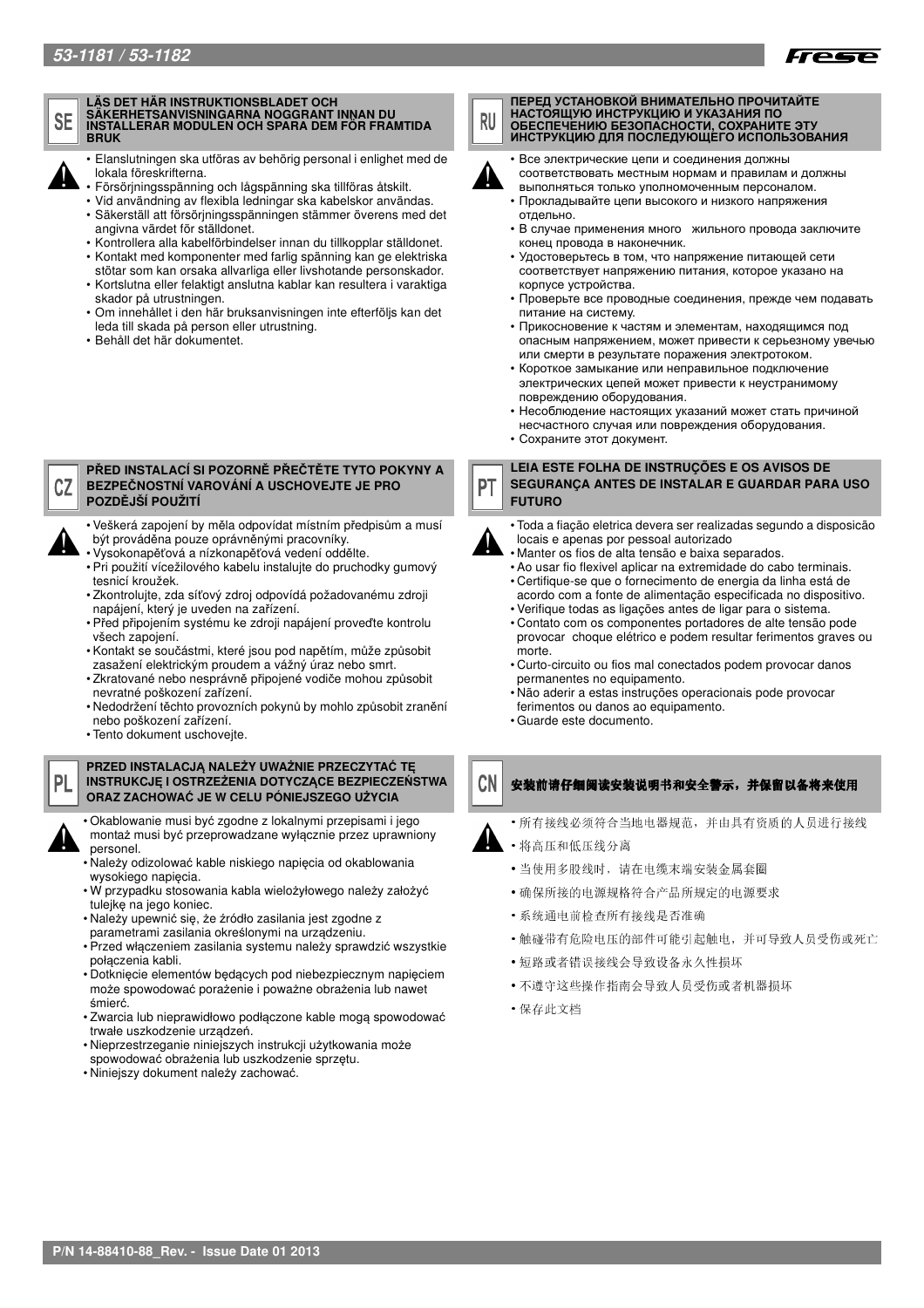## SE

**LÄS DET HÄR INSTRUKTIONSBLADET OCH SÄKERHETSANVISNINGARNA NOGGRANT INNAN DU INSTALLERAR MODULEN OCH SPARA DEM FÖR FRAMTIDA BRUK**

- Elanslutningen ska utföras av behörig personal i enlighet med de lokala föreskrifterna.
- Försörjningsspänning och lågspänning ska tillföras åtskilt.
- Vid användning av flexibla ledningar ska kabelskor användas.
- Säkerställ att försörjningsspänningen stämmer överens med det angivna värdet för ställdonet.
- Kontrollera alla kabelförbindelser innan du tillkopplar ställdonet.
- Kontakt med komponenter med farlig spänning kan ge elektriska stötar som kan orsaka allvarliga eller livshotande personskador.
- Kortslutna eller felaktigt anslutna kablar kan resultera i varaktiga skador på utrustningen.
- Om innehållet i den här bruksanvisningen inte efterföljs kan det leda till skada på person eller utrustning.
- Behåll det här dokumentet.

## RU

**ПЕРЕД УСТАНОВКОЙ ВНИМАТЕЛЬНО ПРОЧИТАЙТЕ НАСТОЯЩУЮ ИНСТРУКЦИЮ И УКАЗАНИЯ ПО ОБЕСПЕЧЕНИЮ БЕЗОПАСНОСТИ, СОХРАНИТЕ ЭТУ ИНСТРУКЦИЮ ДЛЯ ПОСЛЕДУЮЩЕГО ИСПОЛЬЗОВАНИЯ**

- Все электрические цепи и соединения должны соответствовать местным нормам и правилам и должны выполняться только уполномоченным персоналом.
- Прокладывайте цепи высокого и низкого напряжения отдельно.
- В случае применения много жильного провода заключите конец провода в наконечник.
- Удостоверьтесь в том, что напряжение питающей сети соответствует напряжению питания, которое указано на корпусе устройства.
- Проверьте все проводные соединения, прежде чем подавать питание на систему.
- Прикосновение к частям и элементам, находящимся под опасным напряжением, может привести к серьезному увечью или смерти в результате поражения электротоком.
- Короткое замыкание или неправильное подключение электрических цепей может привести к неустранимому повреждению оборудования.
- Несоблюдение настоящих указаний может стать причиной несчастного случая или повреждения оборудования.
- Сохраните этот документ.

## CZ

**PŘED INSTALACÍ SI POZORNĚ PŘEČTĚTE TYTO POKYNY A BEZPEČNOSTNÍ VAROVÁNÍ A USCHOVEJTE JE PRO POZDĚJŠÍ POUŽITÍ**

- Veškerá zapojení by měla odpovídat místním předpisům a musí být prováděna pouze oprávněnými pracovníky.
- Vysokonapěťová a nízkonapěťová vedení oddělte.
- Pri použití vícežilového kabelu instalujte do pruchodky gumový tesnicí kroužek.
- Zkontrolujte, zda síťový zdroj odpovídá požadovanému zdroji napájení, který je uveden na zařízení.
- Před připojením systému ke zdroji napájení proveďte kontrolu všech zapojení.
- Kontakt se součástmi, které jsou pod napětím, může způsobit zasažení elektrickým proudem a vážný úraz nebo smrt.
- Zkratované nebo nesprávně připojené vodiče mohou způsobit nevratné poškození zařízení.
- Nedodržení těchto provozních pokynů by mohlo způsobit zranění nebo poškození zařízení.
- Tento dokument uschovejte.

## PT

**LEIA ESTE FOLHA DE INSTRUÇÕES E OS AVISOS DE SEGURANÇA ANTES DE INSTALAR E GUARDAR PARA USO FUTURO**

- Toda a fiação eletrica devera ser realizadas segundo a disposicão locais e apenas por pessoal autorizado
- Manter os fios de alta tensão e baixa separados.
- Ao usar fio flexivel aplicar na extremidade do cabo terminais.
- Certifique-se que o fornecimento de energia da linha está de acordo com a fonte de alimentação especificada no dispositivo.
- Verifique todas as ligações antes de ligar para o sistema.
- Contato com os componentes portadores de alte tensão pode provocar choque elétrico e podem resultar ferimentos graves ou morte.
- Curto-circuito ou fios mal conectados podem provocar danos permanentes no equipamento.
- Não aderir a estas instruções operacionais pode provocar ferimentos ou danos ao equipamento.
- Guarde este documento.

## PL

**PRZED INSTALACJĄ NALEŻY UWAŻNIE PRZECZYTAĆ TĘ INSTRUKCJĘ I OSTRZEŻENIA DOTYCZĄCE BEZPIECZEŃSTWA ORAZ ZACHOWAĆ JE W CELU PÓNIEJSZEGO UŻYCIA**

- Okablowanie musi być zgodne z lokalnymi przepisami i jego montaż musi być przeprowadzane wyłącznie przez uprawniony personel.
- Należy odizolować kable niskiego napięcia od okablowania wysokiego napięcia.
- W przypadku stosowania kabla wielożyłowego należy założyć tulejkę na jego koniec.
- Należy upewnić się, że źródło zasilania jest zgodne z parametrami zasilania określonymi na urządzeniu.
- Przed włączeniem zasilania systemu należy sprawdzić wszystkie połączenia kabli.
- Dotknięcie elementów będących pod niebezpiecznym napięciem może spowodować porażenie i poważne obrażenia lub nawet śmierć.
- Zwarcia lub nieprawidłowo podłączone kable mogą spowodować trwałe uszkodzenie urządzeń.
- Nieprzestrzeganie niniejszych instrukcji użytkowania może spowodować obrażenia lub uszkodzenie sprzętu.
- Niniejszy dokument należy zachować.

## CN

**安装前请仔细阅读安装说明书和安全警示，并保留以备将来使用**

- 所有接线必须符合当地电器规范，并由具有资质的人员进行接线
- 将高压和低压线分离
- 当使用多股线时，请在电缆末端安装金属套圈
- 确保所接的电源规格符合产品所规定的电源要求
- 系统通电前检查所有接线是否准确
- 触碰带有危险电压的部件可能引起触电，并可导致人员受伤或死亡
- 短路或者错误接线会导致设备永久性损坏
- 不遵守这些操作指南会导致人员受伤或者机器损坏
- 保存此文档

**P/N 14-88410-88_Rev. - Issue Date 01 2013**